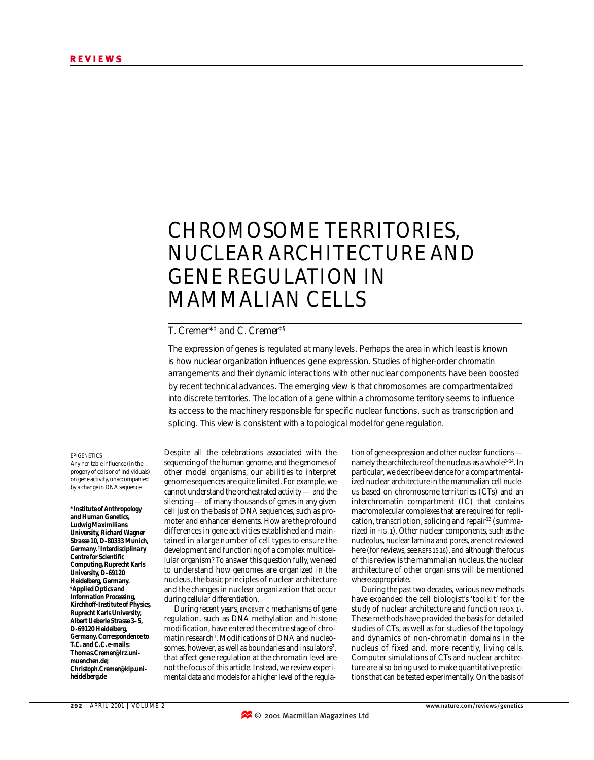# CHROMOSOME TERRITORIES, NUCLEAR ARCHITECTURE AND GENE REGULATION IN MAMMALIAN CELLS

*T. Cremer*[*‡] *and C. Cremer*[‡§]

The expression of genes is regulated at many levels. Perhaps the area in which least is known is how nuclear organization influences gene expression. Studies of higher-order chromatin arrangements and their dynamic interactions with other nuclear components have been boosted by recent technical advances. The emerging view is that chromosomes are compartmentalized into discrete territories. The location of a gene within a chromosome territory seems to influence its access to the machinery responsible for specific nuclear functions, such as transcription and splicing. This view is consistent with a topological model for gene regulation.

EPIGENETICS
Any heritable influence (in the progeny of cells or of individuals) on gene activity, unaccompanied by a change in DNA sequence.

**[*]Institute of Anthropology and Human Genetics, Ludwig Maximilians University, Richard Wagner Strasse 10, D-80333 Munich, Germany. [‡]Interdisciplinary Centre for Scientific Computing, Ruprecht Karls University, D-69120 Heidelberg, Germany. [§]Applied Optics and Information Processing, Kirchhoff-Institute of Physics, Ruprecht Karls University, Albert Ueberle Strasse 3–5, D-69120 Heidelberg, Germany. Correspondence to T.C. and C.C. e-mails: Thomas.Cremer@lrz.uni-muenchen.de; Christoph.Cremer@kip.uni-heidelberg.de**

Despite all the celebrations associated with the sequencing of the human genome, and the genomes of other model organisms, our abilities to interpret genome sequences are quite limited. For example, we cannot understand the orchestrated activity — and the silencing — of many thousands of genes in any given cell just on the basis of DNA sequences, such as promoter and enhancer elements. How are the profound differences in gene activities established and maintained in a large number of cell types to ensure the development and functioning of a complex multicellular organism? To answer this question fully, we need to understand how genomes are organized in the nucleus, the basic principles of nuclear architecture and the changes in nuclear organization that occur during cellular differentiation.

During recent years, EPIGENETIC mechanisms of gene regulation, such as DNA methylation and histone modification, have entered the centre stage of chromatin research[1]. Modifications of DNA and nucleosomes, however, as well as boundaries and insulators[2], that affect gene regulation at the chromatin level are not the focus of this article. Instead, we review experimental data and models for a higher level of the regulation of gene expression and other nuclear functions — namely the architecture of the nucleus as a whole[3–14]. In particular, we describe evidence for a compartmentalized nuclear architecture in the mammalian cell nucleus based on chromosome territories (CTs) and an interchromatin compartment (IC) that contains macromolecular complexes that are required for replication, transcription, splicing and repair[12] (summarized in FIG. 1). Other nuclear components, such as the nucleolus, nuclear lamina and pores, are not reviewed here (for reviews, see REFS 15,16), and although the focus of this review is the mammalian nucleus, the nuclear architecture of other organisms will be mentioned where appropriate.

During the past two decades, various new methods have expanded the cell biologist's 'toolkit' for the study of nuclear architecture and function (BOX 1). These methods have provided the basis for detailed studies of CTs, as well as for studies of the topology and dynamics of non-chromatin domains in the nucleus of fixed and, more recently, living cells. Computer simulations of CTs and nuclear architecture are also being used to make quantitative predictions that can be tested experimentally. On the basis of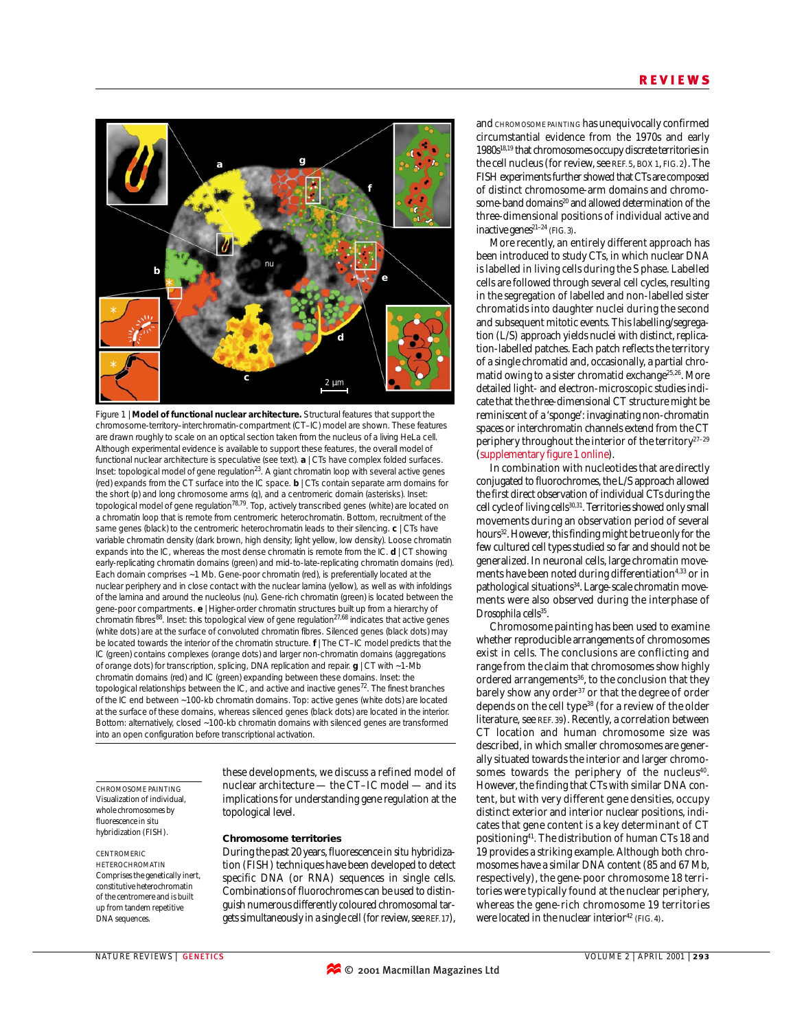Figure 1 | **Model of functional nuclear architecture.** Structural features that support the chromosome-territory–interchromatin-compartment (CT–IC) model are shown. These features are drawn roughly to scale on an optical section taken from the nucleus of a living HeLa cell. Although experimental evidence is available to support these features, the overall model of functional nuclear architecture is speculative (see text). **a** | CTs have complex folded surfaces. Inset: topological model of gene regulation[23]. A giant chromatin loop with several active genes (red) expands from the CT surface into the IC space. **b** | CTs contain separate arm domains for the short (p) and long chromosome arms (q), and a centromeric domain (asterisks). Inset: topological model of gene regulation[78,79]. Top, actively transcribed genes (white) are located on a chromatin loop that is remote from centromeric heterochromatin. Bottom, recruitment of the same genes (black) to the centromeric heterochromatin leads to their silencing. **c** | CTs have variable chromatin density (dark brown, high density; light yellow, low density). Loose chromatin expands into the IC, whereas the most dense chromatin is remote from the IC. **d** | CT showing early-replicating chromatin domains (green) and mid-to-late-replicating chromatin domains (red). Each domain comprises ~1 Mb. Gene-poor chromatin (red), is preferentially located at the nuclear periphery and in close contact with the nuclear lamina (yellow), as well as with infoldings of the lamina and around the nucleolus (nu). Gene-rich chromatin (green) is located between the gene-poor compartments. **e** | Higher-order chromatin structures built up from a hierarchy of chromatin fibres[88]. Inset: this topological view of gene regulation[27,68] indicates that active genes (white dots) are at the surface of convoluted chromatin fibres. Silenced genes (black dots) may be located towards the interior of the chromatin structure. **f** | The CT–IC model predicts that the IC (green) contains complexes (orange dots) and larger non-chromatin domains (aggregations of orange dots) for transcription, splicing, DNA replication and repair. **g** | CT with ~1-Mb chromatin domains (red) and IC (green) expanding between these domains. Inset: the topological relationships between the IC, and active and inactive genes[72]. The finest branches of the IC end between ~100-kb chromatin domains. Top: active genes (white dots) are located at the surface of these domains, whereas silenced genes (black dots) are located in the interior. Bottom: alternatively, closed ~100-kb chromatin domains with silenced genes are transformed into an open configuration before transcriptional activation.

CHROMOSOME PAINTING
Visualization of individual, whole chromosomes by fluorescence in situ hybridization (FISH).

CENTROMERIC HETEROCHROMATIN
Comprises the genetically inert, constitutive heterochromatin of the centromere and is built up from tandem repetitive DNA sequences.

these developments, we discuss a refined model of nuclear architecture — the CT–IC model — and its implications for understanding gene regulation at the topological level.

## Chromosome territories

During the past 20 years, fluorescence *in situ* hybridization (FISH) techniques have been developed to detect specific DNA (or RNA) sequences in single cells. Combinations of fluorochromes can be used to distinguish numerous differently coloured chromosomal targets simultaneously in a single cell (for review, see REF. 17), and CHROMOSOME PAINTING has unequivocally confirmed circumstantial evidence from the 1970s and early 1980s[18,19] that chromosomes occupy discrete territories in the cell nucleus (for review, see REF. 5, BOX 1, FIG. 2). The FISH experiments further showed that CTs are composed of distinct chromosome-arm domains and chromosome-band domains[20] and allowed determination of the three-dimensional positions of individual active and inactive genes[21–24] (FIG. 3).

More recently, an entirely different approach has been introduced to study CTs, in which nuclear DNA is labelled in living cells during the S phase. Labelled cells are followed through several cell cycles, resulting in the segregation of labelled and non-labelled sister chromatids into daughter nuclei during the second and subsequent mitotic events. This labelling/segregation (L/S) approach yields nuclei with distinct, replication-labelled patches. Each patch reflects the territory of a single chromatid and, occasionally, a partial chromatid owing to a sister chromatid exchange[25,26]. More detailed light- and electron-microscopic studies indicate that the three-dimensional CT structure might be reminiscent of a 'sponge': invaginating non-chromatin spaces or interchromatin channels extend from the CT periphery throughout the interior of the territory[27–29] (supplementary figure 1 online).

In combination with nucleotides that are directly conjugated to fluorochromes, the L/S approach allowed the first direct observation of individual CTs during the cell cycle of living cells[30,31]. Territories showed only small movements during an observation period of several hours[32]. However, this finding might be true only for the few cultured cell types studied so far and should not be generalized. In neuronal cells, large chromatin movements have been noted during differentiation[4,33] or in pathological situations[34]. Large-scale chromatin movements were also observed during the interphase of *Drosophila* cells[35].

Chromosome painting has been used to examine whether reproducible arrangements of chromosomes exist in cells. The conclusions are conflicting and range from the claim that chromosomes show highly ordered arrangements[36], to the conclusion that they barely show any order[37] or that the degree of order depends on the cell type[38] (for a review of the older literature, see REF. 39). Recently, a correlation between CT location and human chromosome size was described, in which smaller chromosomes are generally situated towards the interior and larger chromosomes towards the periphery of the nucleus[40]. However, the finding that CTs with similar DNA content, but with very different gene densities, occupy distinct exterior and interior nuclear positions, indicates that gene content is a key determinant of CT positioning[41]. The distribution of human CTs 18 and 19 provides a striking example. Although both chromosomes have a similar DNA content (85 and 67 Mb, respectively), the gene-poor chromosome 18 territories were typically found at the nuclear periphery, whereas the gene-rich chromosome 19 territories were located in the nuclear interior[42] (FIG. 4).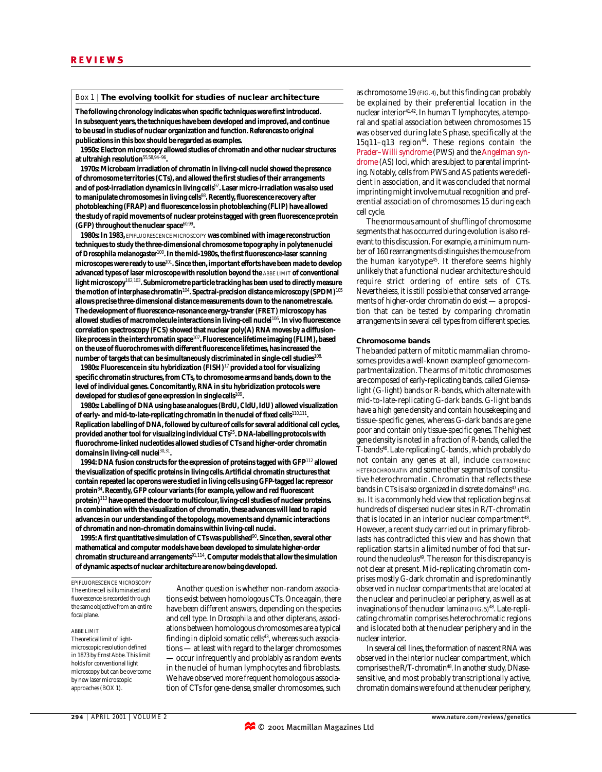### Box 1 | The evolving toolkit for studies of nuclear architecture

**The following chronology indicates when specific techniques were first introduced. In subsequent years, the techniques have been developed and improved, and continue to be used in studies of nuclear organization and function. References to original publications in this box should be regarded as examples.**

**1950s: Electron microscopy allowed studies of chromatin and other nuclear structures at ultrahigh resolution[55,58,94–96].**

**1970s: Microbeam irradiation of chromatin in living-cell nuclei showed the presence of chromosome territories (CTs), and allowed the first studies of their arrangements and of post-irradiation dynamics in living cells[97]. Laser micro-irradiation was also used to manipulate chromosomes in living cells[98]. Recently, fluorescence recovery after photobleaching (FRAP) and fluorescence loss in photobleaching (FLIP) have allowed the study of rapid movements of nuclear proteins tagged with green fluorescence protein (GFP) throughout the nuclear space[60,99].**

**1980s: In 1983, EPIFLUORESCENCE MICROSCOPY was combined with image reconstruction techniques to study the three-dimensional chromosome topography in polytene nuclei of *Drosophila melanogaster*[100]. In the mid-1980s, the first fluorescence-laser scanning microscopes were ready to use[101]. Since then, important efforts have been made to develop advanced types of laser microscope with resolution beyond the ABBE LIMIT of conventional light microscopy[102,103]. Submicrometre particle tracking has been used to directly measure the motion of interphase chromatin[104]. Spectral-precision distance microscopy (SPDM)[105] allows precise three-dimensional distance measurements down to the nanometre scale. The development of fluorescence-resonance energy-transfer (FRET) microscopy has allowed studies of macromolecule interactions in living-cell nuclei[106]. In vivo fluorescence correlation spectroscopy (FCS) showed that nuclear poly(A) RNA moves by a diffusion-like process in the interchromatin space[107]. Fluorescence lifetime imaging (FLIM), based on the use of fluorochromes with different fluorescence lifetimes, has increased the number of targets that can be simultaneously discriminated in single-cell studies[108].**

**1980s: Fluorescence in situ hybridization (FISH)[17] provided a tool for visualizing specific chromatin structures, from CTs, to chromosome arms and bands, down to the level of individual genes. Concomitantly, RNA in situ hybridization protocols were developed for studies of gene expression in single cells[109].**

**1980s: Labelling of DNA using base analogues (BrdU, CldU, IdU) allowed visualization of early- and mid-to-late-replicating chromatin in the nuclei of fixed cells[110,111]. Replication labelling of DNA, followed by culture of cells for several additional cell cycles, provided another tool for visualizing individual CTs[25]. DNA-labelling protocols with fluorochrome-linked nucleotides allowed studies of CTs and higher-order chromatin domains in living-cell nuclei[30,31].**

**1994: DNA fusion constructs for the expression of proteins tagged with GFP[112] allowed the visualization of specific proteins in living cells. Artificial chromatin structures that contain repeated lac operons were studied in living cells using GFP-tagged lac repressor protein[84]. Recently, GFP colour variants (for example, yellow and red fluorescent protein)[113] have opened the door to multicolour, living-cell studies of nuclear proteins. In combination with the visualization of chromatin, these advances will lead to rapid advances in our understanding of the topology, movements and dynamic interactions of chromatin and non-chromatin domains within living-cell nuclei.**

**1995: A first quantitative simulation of CTs was published[90]. Since then, several other mathematical and computer models have been developed to simulate higher-order chromatin structure and arrangements[91,114]. Computer models that allow the simulation of dynamic aspects of nuclear architecture are now being developed.**

EPIFLUORESCENCE MICROSCOPY
The entire cell is illuminated and fluorescence is recorded through the same objective from an entire focal plane.

ABBE LIMIT
Theoretical limit of light-microscopic resolution defined in 1873 by Ernst Abbe. This limit holds for conventional light microscopy but can be overcome by new laser microscopic approaches (BOX 1).

Another question is whether non-random associations exist between homologous CTs. Once again, there have been different answers, depending on the species and cell type. In *Drosophila* and other dipterans, associations between homologous chromosomes are a typical finding in diploid somatic cells[43], whereas such associations — at least with regard to the larger chromosomes — occur infrequently and problably as random events in the nuclei of human lymphocytes and fibroblasts. We have observed more frequent homologous association of CTs for gene-dense, smaller chromosomes, such as chromosome 19 (FIG. 4), but this finding can probably be explained by their preferential location in the nuclear interior[41,42]. In human T lymphocytes, a temporal and spatial association between chromosomes 15 was observed during late S phase, specifically at the 15q11–q13 region[44]. These regions contain the Prader–Willi syndrome (PWS) and the Angelman syndrome (AS) loci, which are subject to parental imprinting. Notably, cells from PWS and AS patients were deficient in association, and it was concluded that normal imprinting might involve mutual recognition and preferential association of chromosomes 15 during each cell cycle.

The enormous amount of shuffling of chromosome segments that has occurred during evolution is also relevant to this discussion. For example, a minimum number of 160 rearrangments distinguishes the mouse from the human karyotype[45]. It therefore seems highly unlikely that a functional nuclear architecture should require strict ordering of entire sets of CTs. Nevertheless, it is still possible that conserved arrangements of higher-order chromatin do exist — a proposition that can be tested by comparing chromatin arrangements in several cell types from different species.

## Chromosome bands

The banded pattern of mitotic mammalian chromosomes provides a well-known example of genome compartmentalization. The arms of mitotic chromosomes are composed of early-replicating bands, called Giemsa-light (G-light) bands or R-bands, which alternate with mid-to-late-replicating G-dark bands. G-light bands have a high gene density and contain housekeeping and tissue-specific genes, whereas G-dark bands are gene poor and contain only tissue-specific genes. The highest gene density is noted in a fraction of R-bands, called the T-bands[46]. Late-replicating C-bands, which probably do not contain any genes at all, include CENTROMERIC HETEROCHROMATIN and some other segments of constitutive heterochromatin. Chromatin that reflects these bands in CTs is also organized in discrete domains[47] (FIG. 3b). It is a commonly held view that replication begins at hundreds of dispersed nuclear sites in R/T-chromatin that is located in an interior nuclear compartment[48]. However, a recent study carried out in primary fibroblasts has contradicted this view and has shown that replication starts in a limited number of foci that surround the nucleolus[49]. The reason for this discrepancy is not clear at present. Mid-replicating chromatin comprises mostly G-dark chromatin and is predominantly observed in nuclear compartments that are located at the nuclear and perinucleolar periphery, as well as at invaginations of the nuclear lamina (FIG. 5)[48]. Late-replicating chromatin comprises heterochromatic regions and is located both at the nuclear periphery and in the nuclear interior.

In several cell lines, the formation of nascent RNA was observed in the interior nuclear compartment, which comprises the R/T-chromatin[48]. In another study, DNase-sensitive, and most probably transcriptionally active, chromatin domains were found at the nuclear periphery,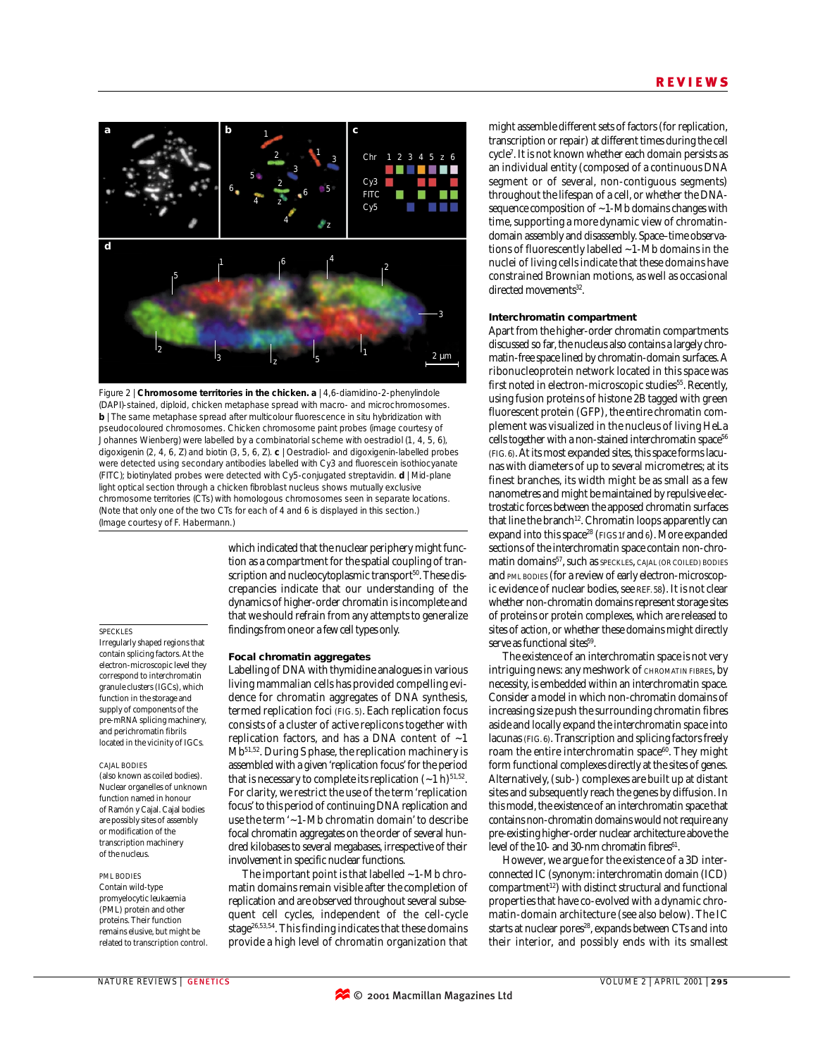Figure 2 | **Chromosome territories in the chicken. a** | 4,6-diamidino-2-phenylindole (DAPI)-stained, diploid, chicken metaphase spread with macro- and microchromosomes. **b** | The same metaphase spread after multicolour fluorescence in situ hybridization with pseudocoloured chromosomes. Chicken chromosome paint probes (image courtesy of Johannes Wienberg) were labelled by a combinatorial scheme with oestradiol (1, 4, 5, 6), digoxigenin (2, 4, 6, Z) and biotin (3, 5, 6, Z). **c** | Oestradiol- and digoxigenin-labelled probes were detected using secondary antibodies labelled with Cy3 and fluorescein isothiocyanate (FITC); biotinylated probes were detected with Cy5-conjugated streptavidin. **d** | Mid-plane light optical section through a chicken fibroblast nucleus shows mutually exclusive chromosome territories (CTs) with homologous chromosomes seen in separate locations. (Note that only one of the two CTs for each of 4 and 6 is displayed in this section.) (Image courtesy of F. Habermann.)

which indicated that the nuclear periphery might function as a compartment for the spatial coupling of transcription and nucleocytoplasmic transport[50]. These discrepancies indicate that our understanding of the dynamics of higher-order chromatin is incomplete and that we should refrain from any attempts to generalize findings from one or a few cell types only.

### Focal chromatin aggregates

Labelling of DNA with thymidine analogues in various living mammalian cells has provided compelling evidence for chromatin aggregates of DNA synthesis, termed replication foci (FIG. 5). Each replication focus consists of a cluster of active replicons together with replication factors, and has a DNA content of ~1 Mb[51,52]. During S phase, the replication machinery is assembled with a given 'replication focus' for the period that is necessary to complete its replication (~1 h)[51,52]. For clarity, we restrict the use of the term 'replication focus' to this period of continuing DNA replication and use the term '~1-Mb chromatin domain' to describe focal chromatin aggregates on the order of several hundred kilobases to several megabases, irrespective of their involvement in specific nuclear functions.

The important point is that labelled ~1-Mb chromatin domains remain visible after the completion of replication and are observed throughout several subsequent cell cycles, independent of the cell-cycle stage[26,53,54]. This finding indicates that these domains provide a high level of chromatin organization that might assemble different sets of factors (for replication, transcription or repair) at different times during the cell cycle[7]. It is not known whether each domain persists as an individual entity (composed of a continuous DNA segment or of several, non-contiguous segments) throughout the lifespan of a cell, or whether the DNA-sequence composition of ~1-Mb domains changes with time, supporting a more dynamic view of chromatin-domain assembly and disassembly. Space–time observations of fluorescently labelled ~1-Mb domains in the nuclei of living cells indicate that these domains have constrained Brownian motions, as well as occasional directed movements[32].

### Interchromatin compartment

Apart from the higher-order chromatin compartments discussed so far, the nucleus also contains a largely chromatin-free space lined by chromatin-domain surfaces. A ribonucleoprotein network located in this space was first noted in electron-microscopic studies[55]. Recently, using fusion proteins of histone 2B tagged with green fluorescent protein (GFP), the entire chromatin complement was visualized in the nucleus of living HeLa cells together with a non-stained interchromatin space[56] (FIG. 6). At its most expanded sites, this space forms lacunas with diameters of up to several micrometres; at its finest branches, its width might be as small as a few nanometres and might be maintained by repulsive electrostatic forces between the apposed chromatin surfaces that line the branch[12]. Chromatin loops apparently can expand into this space[28] (FIGS 1f and 6). More expanded sections of the interchromatin space contain non-chromatin domains[57], such as SPECKLES, CAJAL (OR COILED) BODIES and PML BODIES (for a review of early electron-microscopic evidence of nuclear bodies, see REF. 58). It is not clear whether non-chromatin domains represent storage sites of proteins or protein complexes, which are released to sites of action, or whether these domains might directly serve as functional sites[59].

The existence of an interchromatin space is not very intriguing news: any meshwork of CHROMATIN FIBRES, by necessity, is embedded within an interchromatin space. Consider a model in which non-chromatin domains of increasing size push the surrounding chromatin fibres aside and locally expand the interchromatin space into lacunas (FIG. 6). Transcription and splicing factors freely roam the entire interchromatin space[60]. They might form functional complexes directly at the sites of genes. Alternatively, (sub-) complexes are built up at distant sites and subsequently reach the genes by diffusion. In this model, the existence of an interchromatin space that contains non-chromatin domains would not require any pre-existing higher-order nuclear architecture above the level of the 10- and 30-nm chromatin fibres[61].

However, we argue for the existence of a 3D interconnected IC (synonym: interchromatin domain (ICD) compartment[12]) with distinct structural and functional properties that have co-evolved with a dynamic chromatin-domain architecture (see also below). The IC starts at nuclear pores[28], expands between CTs and into their interior, and possibly ends with its smallest

SPECKLES
Irregularly shaped regions that contain splicing factors. At the electron-microscopic level they correspond to interchromatin granule clusters (IGCs), which function in the storage and supply of components of the pre-mRNA splicing machinery, and perichromatin fibrils located in the vicinity of IGCs.

CAJAL BODIES
(also known as coiled bodies). Nuclear organelles of unknown function named in honour of Ramón y Cajal. Cajal bodies are possibly sites of assembly or modification of the transcription machinery of the nucleus.

PML BODIES
Contain wild-type promyelocytic leukaemia (PML) protein and other proteins. Their function remains elusive, but might be related to transcription control.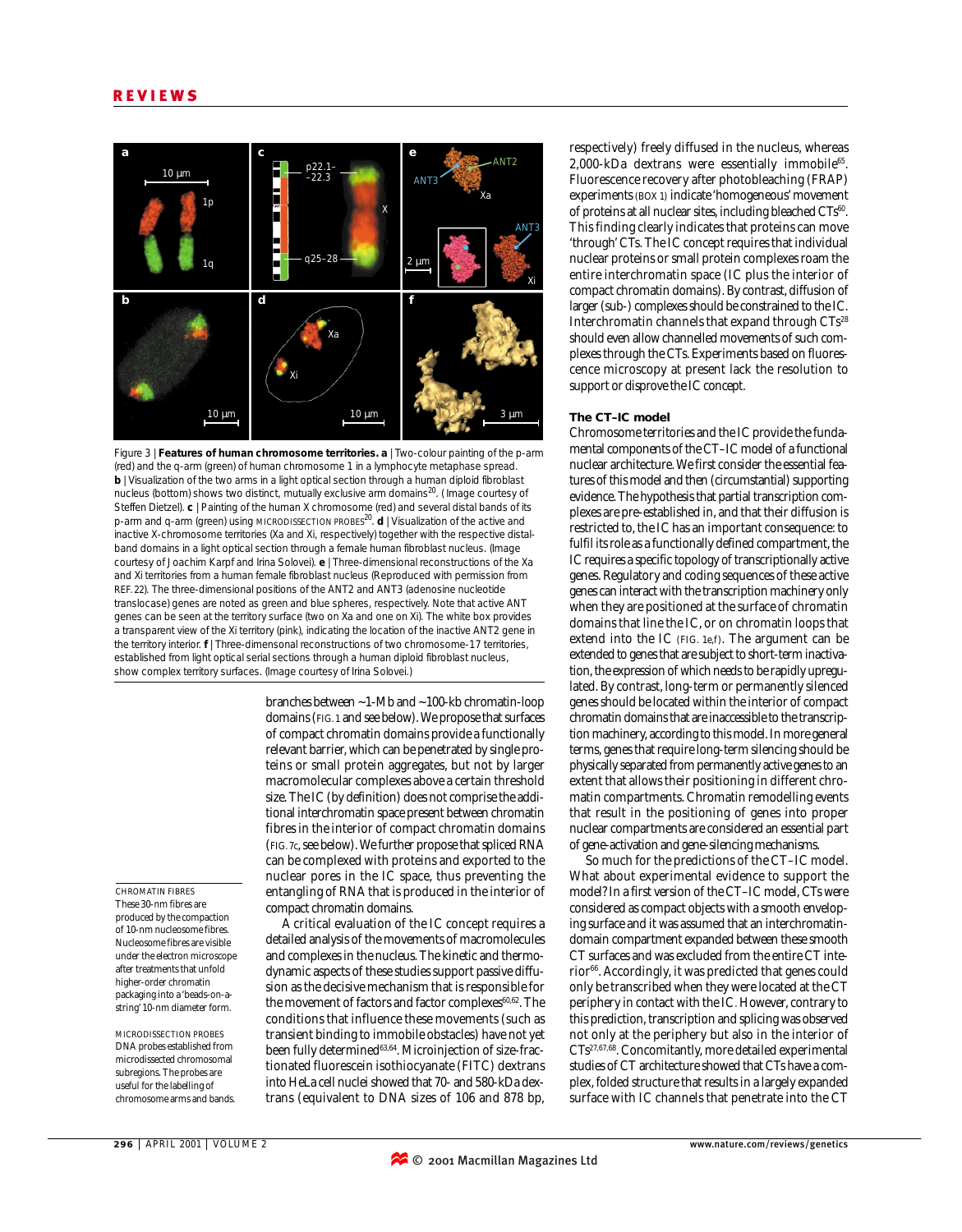a
10 μm
1p
1q

b
10 μm

c
p22.1–
–22.3
X
q25–28

d
Xa
Xi
10 μm

e
ANT2
ANT3
Xa
ANT3
2 μm
Xi

f
3 μm

Figure 3 | **Features of human chromosome territories. a** | Two-colour painting of the p-arm (red) and the q-arm (green) of human chromosome 1 in a lymphocyte metaphase spread. **b** | Visualization of the two arms in a light optical section through a human diploid fibroblast nucleus (bottom) shows two distinct, mutually exclusive arm domains[20]. (Image courtesy of Steffen Dietzel). **c** | Painting of the human X chromosome (red) and several distal bands of its p-arm and q-arm (green) using MICRODISSECTION PROBES[20]. **d** | Visualization of the active and inactive X-chromosome territories (Xa and Xi, respectively) together with the respective distal-band domains in a light optical section through a female human fibroblast nucleus. (Image courtesy of Joachim Karpf and Irina Solovei). **e** | Three-dimensional reconstructions of the Xa and Xi territories from a human female fibroblast nucleus (Reproduced with permission from REF. 22). The three-dimensional positions of the ANT2 and ANT3 (adenosine nucleotide translocase) genes are noted as green and blue spheres, respectively. Note that active ANT genes can be seen at the territory surface (two on Xa and one on Xi). The white box provides a transparent view of the Xi territory (pink), indicating the location of the inactive ANT2 gene in the territory interior. **f** | Three-dimensonal reconstructions of two chromosome-17 territories, established from light optical serial sections through a human diploid fibroblast nucleus, show complex territory surfaces. (Image courtesy of Irina Solovei.)

branches between ~1-Mb and ~100-kb chromatin-loop domains (FIG. 1 and see below). We propose that surfaces of compact chromatin domains provide a functionally relevant barrier, which can be penetrated by single proteins or small protein aggregates, but not by larger macromolecular complexes above a certain threshold size. The IC (by definition) does not comprise the additional interchromatin space present between chromatin fibres in the interior of compact chromatin domains (FIG. 7c, see below). We further propose that spliced RNA can be complexed with proteins and exported to the nuclear pores in the IC space, thus preventing the entangling of RNA that is produced in the interior of compact chromatin domains.

A critical evaluation of the IC concept requires a detailed analysis of the movements of macromolecules and complexes in the nucleus. The kinetic and thermodynamic aspects of these studies support passive diffusion as the decisive mechanism that is responsible for the movement of factors and factor complexes[60,62]. The conditions that influence these movements (such as transient binding to immobile obstacles) have not yet been fully determined[63,64]. Microinjection of size-fractionated fluorescein isothiocyanate (FITC) dextrans into HeLa cell nuclei showed that 70- and 580-kDa dextrans (equivalent to DNA sizes of 106 and 878 bp, respectively) freely diffused in the nucleus, whereas 2,000-kDa dextrans were essentially immobile[65]. Fluorescence recovery after photobleaching (FRAP) experiments (BOX 1) indicate 'homogeneous' movement of proteins at all nuclear sites, including bleached CTs[60]. This finding clearly indicates that proteins can move 'through' CTs. The IC concept requires that individual nuclear proteins or small protein complexes roam the entire interchromatin space (IC plus the interior of compact chromatin domains). By contrast, diffusion of larger (sub-) complexes should be constrained to the IC. Interchromatin channels that expand through CTs[28] should even allow channelled movements of such complexes through the CTs. Experiments based on fluorescence microscopy at present lack the resolution to support or disprove the IC concept.

CHROMATIN FIBRES
These 30-nm fibres are produced by the compaction of 10-nm nucleosome fibres. Nucleosome fibres are visible under the electron microscope after treatments that unfold higher-order chromatin packaging into a 'beads-on-a-string' 10-nm diameter form.

MICRODISSECTION PROBES
DNA probes established from microdissected chromosomal subregions. The probes are useful for the labelling of chromosome arms and bands.

### The CT–IC model

Chromosome territories and the IC provide the fundamental components of the CT–IC model of a functional nuclear architecture. We first consider the essential features of this model and then (circumstantial) supporting evidence. The hypothesis that partial transcription complexes are pre-established in, and that their diffusion is restricted to, the IC has an important consequence: to fulfil its role as a functionally defined compartment, the IC requires a specific topology of transcriptionally active genes. Regulatory and coding sequences of these active genes can interact with the transcription machinery only when they are positioned at the surface of chromatin domains that line the IC, or on chromatin loops that extend into the IC (FIG. 1e,f). The argument can be extended to genes that are subject to short-term inactivation, the expression of which needs to be rapidly upregulated. By contrast, long-term or permanently silenced genes should be located within the interior of compact chromatin domains that are inaccessible to the transcription machinery, according to this model. In more general terms, genes that require long-term silencing should be physically separated from permanently active genes to an extent that allows their positioning in different chromatin compartments. Chromatin remodelling events that result in the positioning of genes into proper nuclear compartments are considered an essential part of gene-activation and gene-silencing mechanisms.

So much for the predictions of the CT–IC model. What about experimental evidence to support the model? In a first version of the CT–IC model, CTs were considered as compact objects with a smooth enveloping surface and it was assumed that an interchromatin-domain compartment expanded between these smooth CT surfaces and was excluded from the entire CT interior[66]. Accordingly, it was predicted that genes could only be transcribed when they were located at the CT periphery in contact with the IC. However, contrary to this prediction, transcription and splicing was observed not only at the periphery but also in the interior of CTs[27,67,68]. Concomitantly, more detailed experimental studies of CT architecture showed that CTs have a complex, folded structure that results in a largely expanded surface with IC channels that penetrate into the CT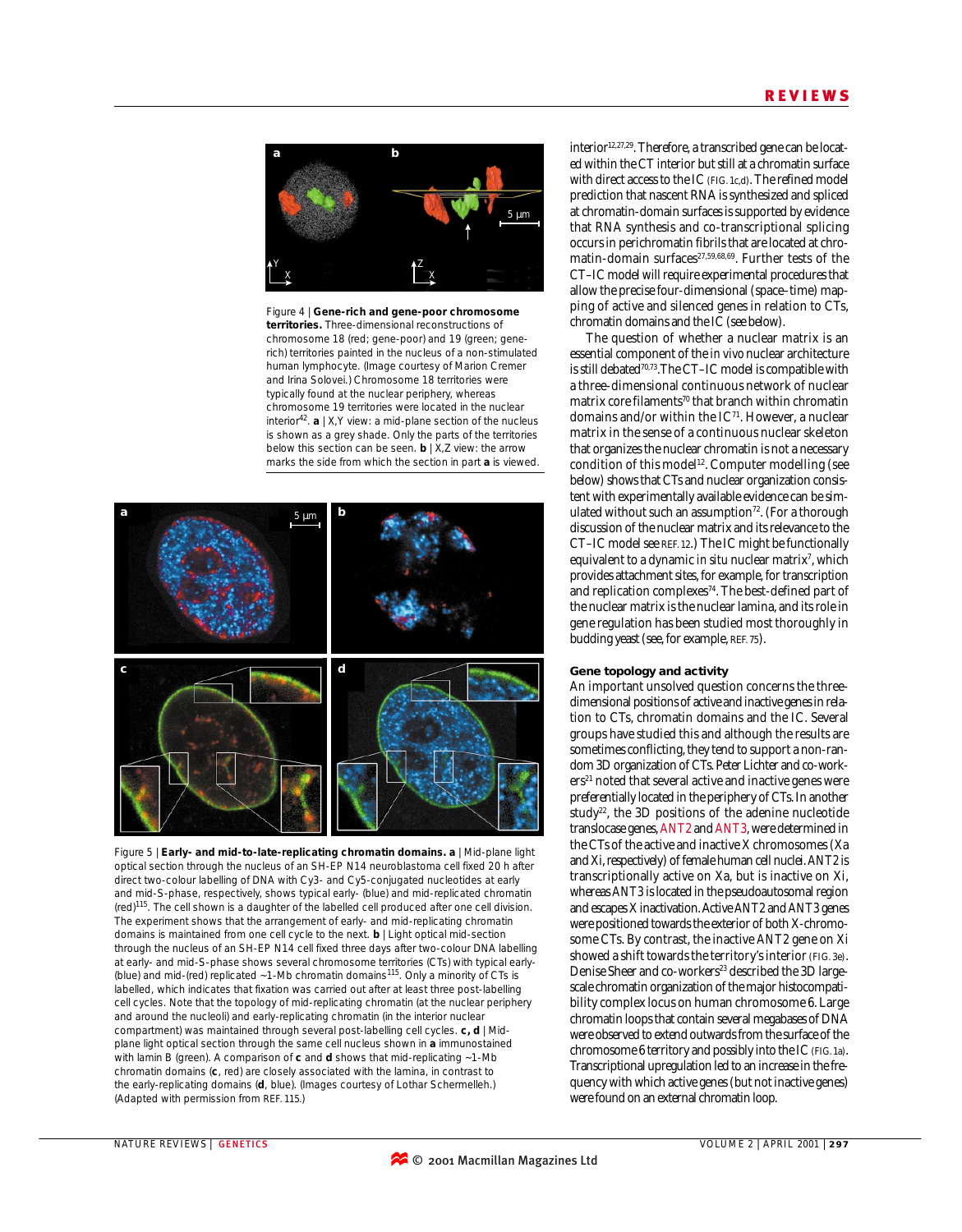Figure 4 | **Gene-rich and gene-poor chromosome territories.** Three-dimensional reconstructions of chromosome 18 (red; gene-poor) and 19 (green; gene-rich) territories painted in the nucleus of a non-stimulated human lymphocyte. (Image courtesy of Marion Cremer and Irina Solovei.) Chromosome 18 territories were typically found at the nuclear periphery, whereas chromosome 19 territories were located in the nuclear interior[42]. **a** | X,Y view: a mid-plane section of the nucleus is shown as a grey shade. Only the parts of the territories below this section can be seen. **b** | X,Z view: the arrow marks the side from which the section in part **a** is viewed.

Figure 5 | **Early- and mid-to-late-replicating chromatin domains. a** | Mid-plane light optical section through the nucleus of an SH-EP N14 neuroblastoma cell fixed 20 h after direct two-colour labelling of DNA with Cy3- and Cy5-conjugated nucleotides at early and mid-S-phase, respectively, shows typical early- (blue) and mid-replicated chromatin (red)[115]. The cell shown is a daughter of the labelled cell produced after one cell division. The experiment shows that the arrangement of early- and mid-replicating chromatin domains is maintained from one cell cycle to the next. **b** | Light optical mid-section through the nucleus of an SH-EP N14 cell fixed three days after two-colour DNA labelling at early- and mid-S-phase shows several chromosome territories (CTs) with typical early- (blue) and mid-(red) replicated ~1-Mb chromatin domains[115]. Only a minority of CTs is labelled, which indicates that fixation was carried out after at least three post-labelling cell cycles. Note that the topology of mid-replicating chromatin (at the nuclear periphery and around the nucleoli) and early-replicating chromatin (in the interior nuclear compartment) was maintained through several post-labelling cell cycles. **c, d** | Mid-plane light optical section through the same cell nucleus shown in **a** immunostained with lamin B (green). A comparison of **c** and **d** shows that mid-replicating ~1-Mb chromatin domains (**c**, red) are closely associated with the lamina, in contrast to the early-replicating domains (**d**, blue). (Images courtesy of Lothar Schermelleh.) (Adapted with permission from REF. 115.)

interior[12,27,29]. Therefore, a transcribed gene can be located within the CT interior but still at a chromatin surface with direct access to the IC (FIG. 1c,d). The refined model prediction that nascent RNA is synthesized and spliced at chromatin-domain surfaces is supported by evidence that RNA synthesis and co-transcriptional splicing occurs in perichromatin fibrils that are located at chromatin-domain surfaces[27,59,68,69]. Further tests of the CT–IC model will require experimental procedures that allow the precise four-dimensional (space–time) mapping of active and silenced genes in relation to CTs, chromatin domains and the IC (see below).

The question of whether a nuclear matrix is an essential component of the *in vivo* nuclear architecture is still debated[70,73]. The CT–IC model is compatible with a three-dimensional continuous network of nuclear matrix core filaments[70] that branch within chromatin domains and/or within the IC[71]. However, a nuclear matrix in the sense of a continuous nuclear skeleton that organizes the nuclear chromatin is not a necessary condition of this model[12]. Computer modelling (see below) shows that CTs and nuclear organization consistent with experimentally available evidence can be simulated without such an assumption[72]. (For a thorough discussion of the nuclear matrix and its relevance to the CT–IC model see REF. 12.) The IC might be functionally equivalent to a dynamic *in situ* nuclear matrix[7], which provides attachment sites, for example, for transcription and replication complexes[74]. The best-defined part of the nuclear matrix is the nuclear lamina, and its role in gene regulation has been studied most thoroughly in budding yeast (see, for example, REF. 75).

### Gene topology and activity

An important unsolved question concerns the three-dimensional positions of active and inactive genes in relation to CTs, chromatin domains and the IC. Several groups have studied this and although the results are sometimes conflicting, they tend to support a non-random 3D organization of CTs. Peter Lichter and co-workers[21] noted that several active and inactive genes were preferentially located in the periphery of CTs. In another study[22], the 3D positions of the adenine nucleotide translocase genes, *ANT2* and *ANT3*, were determined in the CTs of the active and inactive X chromosomes (Xa and Xi, respectively) of female human cell nuclei. *ANT2* is transcriptionally active on Xa, but is inactive on Xi, whereas *ANT3* is located in the pseudoautosomal region and escapes X inactivation. Active *ANT2* and *ANT3* genes were positioned towards the exterior of both X-chromosome CTs. By contrast, the inactive *ANT2* gene on Xi showed a shift towards the territory's interior (FIG. 3e). Denise Sheer and co-workers[23] described the 3D large-scale chromatin organization of the major histocompatibility complex locus on human chromosome 6. Large chromatin loops that contain several megabases of DNA were observed to extend outwards from the surface of the chromosome 6 territory and possibly into the IC (FIG. 1a). Transcriptional upregulation led to an increase in the frequency with which active genes (but not inactive genes) were found on an external chromatin loop.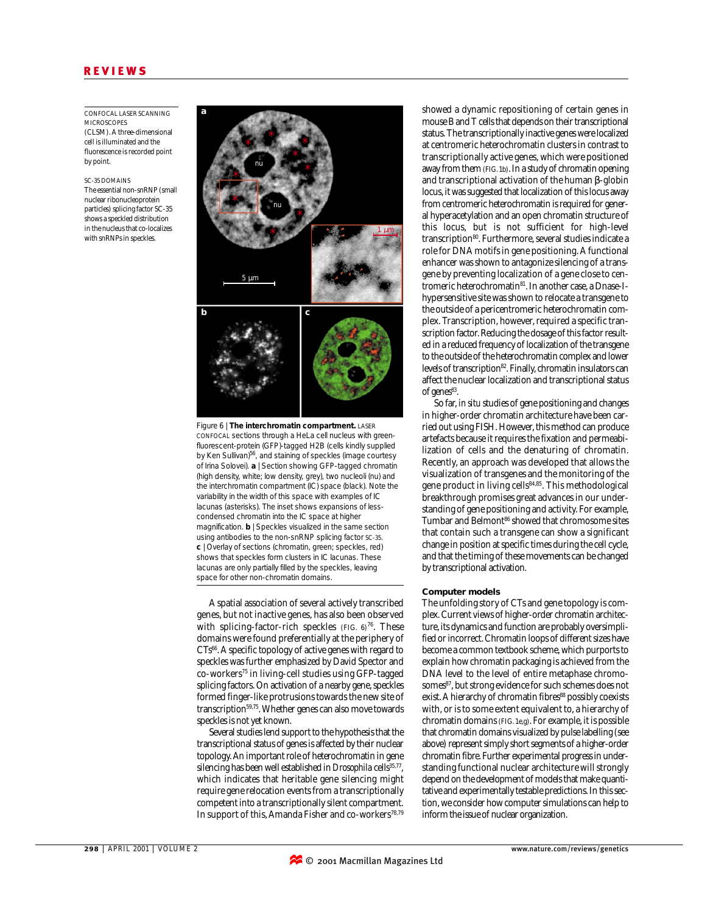CONFOCAL LASER SCANNING MICROSCOPES

(CLSM). A three-dimensional cell is illuminated and the fluorescence is recorded point by point.

SC-35 DOMAINS

The essential non-snRNP (small nuclear ribonucleoprotein particles) splicing factor SC-35 shows a speckled distribution in the nucleus that co-localizes with snRNPs in speckles.

Figure 6 | **The interchromatin compartment.** LASER CONFOCAL sections through a HeLa cell nucleus with green-fluorescent-protein (GFP)-tagged H2B (cells kindly supplied by Ken Sullivan)[56], and staining of speckles (image courtesy of Irina Solovei). **a** | Section showing GFP-tagged chromatin (high density, white; low density, grey), two nucleoli (nu) and the interchromatin compartment (IC) space (black). Note the variability in the width of this space with examples of IC lacunas (asterisks). The inset shows expansions of less-condensed chromatin into the IC space at higher magnification. **b** | Speckles visualized in the same section using antibodies to the non-snRNP splicing factor SC-35. **c** | Overlay of sections (chromatin, green; speckles, red) shows that speckles form clusters in IC lacunas. These lacunas are only partially filled by the speckles, leaving space for other non-chromatin domains.

A spatial association of several actively transcribed genes, but not inactive genes, has also been observed with splicing-factor-rich speckles (FIG. 6)[76]. These domains were found preferentially at the periphery of CTs[66]. A specific topology of active genes with regard to speckles was further emphasized by David Spector and co-workers[75] in living-cell studies using GFP-tagged splicing factors. On activation of a nearby gene, speckles formed finger-like protrusions towards the new site of transcription[59,75]. Whether genes can also move towards speckles is not yet known.

Several studies lend support to the hypothesis that the transcriptional status of genes is affected by their nuclear topology. An important role of heterochromatin in gene silencing has been well established in *Drosophila* cells[35,77], which indicates that heritable gene silencing might require gene relocation events from a transcriptionally competent into a transcriptionally silent compartment. In support of this, Amanda Fisher and co-workers[78,79] showed a dynamic repositioning of certain genes in mouse B and T cells that depends on their transcriptional status. The transcriptionally inactive genes were localized at centromeric heterochromatin clusters in contrast to transcriptionally active genes, which were positioned away from them (FIG. 1b). In a study of chromatin opening and transcriptional activation of the human β-globin locus, it was suggested that localization of this locus away from centromeric heterochromatin is required for general hyperacetylation and an open chromatin structure of this locus, but is not sufficient for high-level transcription[80]. Furthermore, several studies indicate a role for DNA motifs in gene positioning. A functional enhancer was shown to antagonize silencing of a transgene by preventing localization of a gene close to centromeric heterochromatin[81]. In another case, a Dnase-I-hypersensitive site was shown to relocate a transgene to the outside of a pericentromeric heterochromatin complex. Transcription, however, required a specific transcription factor. Reducing the dosage of this factor resulted in a reduced frequency of localization of the transgene to the outside of the heterochromatin complex and lower levels of transcription[82]. Finally, chromatin insulators can affect the nuclear localization and transcriptional status of genes[83].

So far, *in situ* studies of gene positioning and changes in higher-order chromatin architecture have been carried out using FISH. However, this method can produce artefacts because it requires the fixation and permeabilization of cells and the denaturing of chromatin. Recently, an approach was developed that allows the visualization of transgenes and the monitoring of the gene product in living cells[84,85]. This methodological breakthrough promises great advances in our understanding of gene positioning and activity. For example, Tumbar and Belmont[86] showed that chromosome sites that contain such a transgene can show a significant change in position at specific times during the cell cycle, and that the timing of these movements can be changed by transcriptional activation.

### Computer models

The unfolding story of CTs and gene topology is complex. Current views of higher-order chromatin architecture, its dynamics and function are probably oversimplified or incorrect. Chromatin loops of different sizes have become a common textbook scheme, which purports to explain how chromatin packaging is achieved from the DNA level to the level of entire metaphase chromosomes[87], but strong evidence for such schemes does not exist. A hierarchy of chromatin fibres[88] possibly coexists with, or is to some extent equivalent to, a hierarchy of chromatin domains (FIG. 1e,g). For example, it is possible that chromatin domains visualized by pulse labelling (see above) represent simply short segments of a higher-order chromatin fibre. Further experimental progress in understanding functional nuclear architecture will strongly depend on the development of models that make quantitative and experimentally testable predictions. In this section, we consider how computer simulations can help to inform the issue of nuclear organization.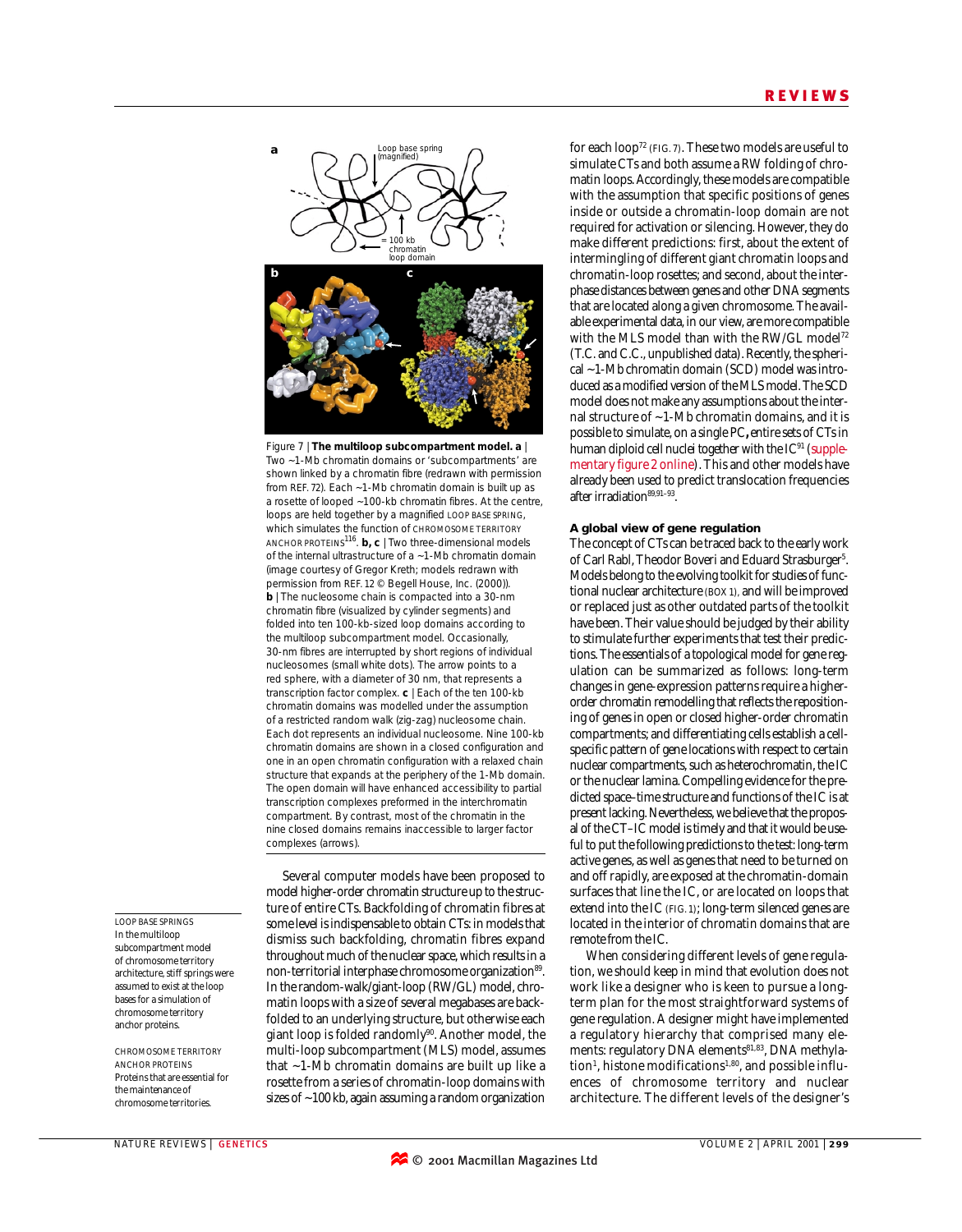Figure 7 | **The multiloop subcompartment model.** **a** | Two ~1-Mb chromatin domains or 'subcompartments' are shown linked by a chromatin fibre (redrawn with permission from REF. 72). Each ~1-Mb chromatin domain is built up as a rosette of looped ~100-kb chromatin fibres. At the centre, loops are held together by a magnified LOOP BASE SPRING, which simulates the function of CHROMOSOME TERRITORY ANCHOR PROTEINS[116]. **b, c** | Two three-dimensional models of the internal ultrastructure of a ~1-Mb chromatin domain (image courtesy of Gregor Kreth; models redrawn with permission from REF. 12 © Begell House, Inc. (2000)). **b** | The nucleosome chain is compacted into a 30-nm chromatin fibre (visualized by cylinder segments) and folded into ten 100-kb-sized loop domains according to the multiloop subcompartment model. Occasionally, 30-nm fibres are interrupted by short regions of individual nucleosomes (small white dots). The arrow points to a red sphere, with a diameter of 30 nm, that represents a transcription factor complex. **c** | Each of the ten 100-kb chromatin domains was modelled under the assumption of a restricted random walk (zig-zag) nucleosome chain. Each dot represents an individual nucleosome. Nine 100-kb chromatin domains are shown in a closed configuration and one in an open chromatin configuration with a relaxed chain structure that expands at the periphery of the 1-Mb domain. The open domain will have enhanced accessibility to partial transcription complexes preformed in the interchromatin compartment. By contrast, most of the chromatin in the nine closed domains remains inaccessible to larger factor complexes (arrows).

Several computer models have been proposed to model higher-order chromatin structure up to the structure of entire CTs. Backfolding of chromatin fibres at some level is indispensable to obtain CTs: in models that dismiss such backfolding, chromatin fibres expand throughout much of the nuclear space, which results in a non-territorial interphase chromosome organization[89]. In the random-walk/giant-loop (RW/GL) model, chromatin loops with a size of several megabases are backfolded to an underlying structure, but otherwise each giant loop is folded randomly[90]. Another model, the multi-loop subcompartment (MLS) model, assumes that ~1-Mb chromatin domains are built up like a rosette from a series of chromatin-loop domains with sizes of ~100 kb, again assuming a random organization for each loop[72] (FIG. 7). These two models are useful to simulate CTs and both assume a RW folding of chromatin loops. Accordingly, these models are compatible with the assumption that specific positions of genes inside or outside a chromatin-loop domain are not required for activation or silencing. However, they do make different predictions: first, about the extent of intermingling of different giant chromatin loops and chromatin-loop rosettes; and second, about the interphase distances between genes and other DNA segments that are located along a given chromosome. The available experimental data, in our view, are more compatible with the MLS model than with the RW/GL model[72] (T.C. and C.C., unpublished data). Recently, the spherical ~1-Mb chromatin domain (SCD) model was introduced as a modified version of the MLS model. The SCD model does not make any assumptions about the internal structure of ~1-Mb chromatin domains, and it is possible to simulate, on a single PC**,** entire sets of CTs in human diploid cell nuclei together with the IC[91] (supplementary figure 2 online). This and other models have already been used to predict translocation frequencies after irradiation[89,91–93].

LOOP BASE SPRINGS
In the multiloop subcompartment model of chromosome territory architecture, stiff springs were assumed to exist at the loop bases for a simulation of chromosome territory anchor proteins.

CHROMOSOME TERRITORY ANCHOR PROTEINS
Proteins that are essential for the maintenance of chromosome territories.

### A global view of gene regulation

The concept of CTs can be traced back to the early work of Carl Rabl, Theodor Boveri and Eduard Strasburger[5]. Models belong to the evolving toolkit for studies of functional nuclear architecture (BOX 1), and will be improved or replaced just as other outdated parts of the toolkit have been. Their value should be judged by their ability to stimulate further experiments that test their predictions. The essentials of a topological model for gene regulation can be summarized as follows: long-term changes in gene-expression patterns require a higher-order chromatin remodelling that reflects the repositioning of genes in open or closed higher-order chromatin compartments; and differentiating cells establish a cell-specific pattern of gene locations with respect to certain nuclear compartments, such as heterochromatin, the IC or the nuclear lamina. Compelling evidence for the predicted space–time structure and functions of the IC is at present lacking. Nevertheless, we believe that the proposal of the CT–IC model is timely and that it would be useful to put the following predictions to the test: long-term active genes, as well as genes that need to be turned on and off rapidly, are exposed at the chromatin-domain surfaces that line the IC, or are located on loops that extend into the IC (FIG. 1); long-term silenced genes are located in the interior of chromatin domains that are remote from the IC.

When considering different levels of gene regulation, we should keep in mind that evolution does not work like a designer who is keen to pursue a long-term plan for the most straightforward systems of gene regulation. A designer might have implemented a regulatory hierarchy that comprised many elements: regulatory DNA elements[81,83], DNA methylation[1], histone modifications[1,80], and possible influences of chromosome territory and nuclear architecture. The different levels of the designer's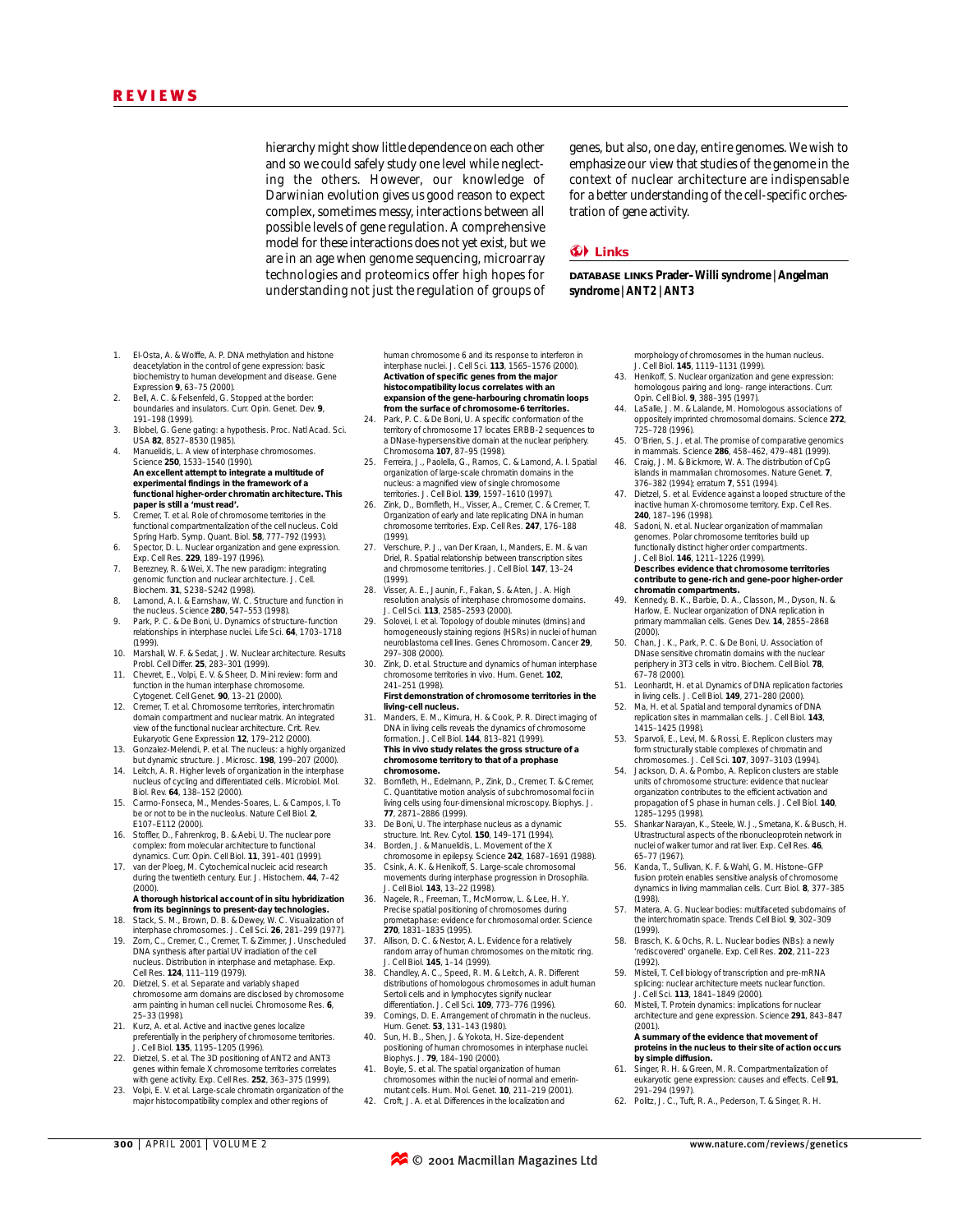hierarchy might show little dependence on each other and so we could safely study one level while neglecting the others. However, our knowledge of Darwinian evolution gives us good reason to expect complex, sometimes messy, interactions between all possible levels of gene regulation. A comprehensive model for these interactions does not yet exist, but we are in an age when genome sequencing, microarray technologies and proteomics offer high hopes for understanding not just the regulation of groups of genes, but also, one day, entire genomes. We wish to emphasize our view that studies of the genome in the context of nuclear architecture are indispensable for a better understanding of the cell-specific orchestration of gene activity.

## Links

**DATABASE LINKS** **Prader–Willi syndrome | Angelman syndrome | ANT2 | ANT3**

1. El-Osta, A. & Wolffe, A. P. DNA methylation and histone deacetylation in the control of gene expression: basic biochemistry to human development and disease. Gene Expression **9**, 63–75 (2000).
2. Bell, A. C. & Felsenfeld, G. Stopped at the border: boundaries and insulators. Curr. Opin. Genet. Dev. **9**, 191–198 (1999).
3. Blobel, G. Gene gating: a hypothesis. Proc. Natl Acad. Sci. USA **82**, 8527–8530 (1985).
4. Manuelidis, L. A view of interphase chromosomes. Science **250**, 1533–1540 (1990).
   **An excellent attempt to integrate a multitude of experimental findings in the framework of a functional higher-order chromatin architecture. This paper is still a 'must read'.**
5. Cremer, T. et al. Role of chromosome territories in the functional compartmentalization of the cell nucleus. Cold Spring Harb. Symp. Quant. Biol. **58**, 777–792 (1993).
6. Spector, D. L. Nuclear organization and gene expression. Exp. Cell Res. **229**, 189–197 (1996).
7. Berezney, R. & Wei, X. The new paradigm: integrating genomic function and nuclear architecture. J. Cell. Biochem. **31**, S238–S242 (1998).
8. Lamond, A. I. & Earnshaw, W. C. Structure and function in the nucleus. Science **280**, 547–553 (1998).
9. Park, P. C. & De Boni, U. Dynamics of structure–function relationships in interphase nuclei. Life Sci. **64**, 1703–1718 (1999).
10. Marshall, W. F. & Sedat, J. W. Nuclear architecture. Results Probl. Cell Differ. **25**, 283–301 (1999).
11. Chevret, E., Volpi, E. V. & Sheer, D. Mini review: form and function in the human interphase chromosome. Cytogenet. Cell Genet. **90**, 13–21 (2000).
12. Cremer, T. et al. Chromosome territories, interchromatin domain compartment and nuclear matrix. An integrated view of the functional nuclear architecture. Crit. Rev. Eukaryotic Gene Expression **12**, 179–212 (2000).
13. Gonzalez-Melendi, P. et al. The nucleus: a highly organized but dynamic structure. J. Microsc. **198**, 199–207 (2000).
14. Leitch, A. R. Higher levels of organization in the interphase nucleus of cycling and differentiated cells. Microbiol. Mol. Biol. Rev. **64**, 138–152 (2000).
15. Carmo-Fonseca, M., Mendes-Soares, L. & Campos, I. To be or not to be in the nucleolus. Nature Cell Biol. **2**, E107–E112 (2000).
16. Stoffler, D., Fahrenkrog, B. & Aebi, U. The nuclear pore complex: from molecular architecture to functional dynamics. Curr. Opin. Cell Biol. **11**, 391–401 (1999).
17. van der Ploeg, M. Cytochemical nucleic acid research during the twentieth century. Eur. J. Histochem. **44**, 7–42 (2000).
   **A thorough historical account of in situ hybridization from its beginnings to present-day technologies.**
18. Stack, S. M., Brown, D. B. & Dewey, W. C. Visualization of interphase chromosomes. J. Cell Sci. **26**, 281–299 (1977).
19. Zorn, C., Cremer, C., Cremer, T. & Zimmer, J. Unscheduled DNA synthesis after partial UV irradiation of the cell nucleus. Distribution in interphase and metaphase. Exp. Cell Res. **124**, 111–119 (1979).
20. Dietzel, S. et al. Separate and variably shaped chromosome arm domains are disclosed by chromosome arm painting in human cell nuclei. Chromosome Res. **6**, 25–33 (1998).
21. Kurz, A. et al. Active and inactive genes localize preferentially in the periphery of chromosome territories. J. Cell Biol. **135**, 1195–1205 (1996).
22. Dietzel, S. et al. The 3D positioning of ANT2 and ANT3 genes within female X chromosome territories correlates with gene activity. Exp. Cell Res. **252**, 363–375 (1999).
23. Volpi, E. V. et al. Large-scale chromatin organization of the major histocompatibility complex and other regions of human chromosome 6 and its response to interferon in interphase nuclei. J. Cell Sci. **113**, 1565–1576 (2000).
   **Activation of specific genes from the major histocompatibility locus correlates with an expansion of the gene-harbouring chromatin loops from the surface of chromosome-6 territories.**
24. Park, P. C. & De Boni, U. A specific conformation of the territory of chromosome 17 locates ERBB-2 sequences to a DNase-hypersensitive domain at the nuclear periphery. Chromosoma **107**, 87–95 (1998).
25. Ferreira, J., Paolella, G., Ramos, C. & Lamond, A. I. Spatial organization of large-scale chromatin domains in the nucleus: a magnified view of single chromosome territories. J. Cell Biol. **139**, 1597–1610 (1997).
26. Zink, D., Bornfleth, H., Visser, A., Cremer, C. & Cremer, T. Organization of early and late replicating DNA in human chromosome territories. Exp. Cell Res. **247**, 176–188 (1999).
27. Verschure, P. J., van Der Kraan, I., Manders, E. M. & van Driel, R. Spatial relationship between transcription sites and chromosome territories. J. Cell Biol. **147**, 13–24 (1999).
28. Visser, A. E., Jaunin, F., Fakan, S. & Aten, J. A. High resolution analysis of interphase chromosome domains. J. Cell Sci. **113**, 2585–2593 (2000).
29. Solovei, I. et al. Topology of double minutes (dmins) and homogeneously staining regions (HSRs) in nuclei of human neuroblastoma cell lines. Genes Chromosom. Cancer **29**, 297–308 (2000).
30. Zink, D. et al. Structure and dynamics of human interphase chromosome territories in vivo. Hum. Genet. **102**, 241–251 (1998).
   **First demonstration of chromosome territories in the living-cell nucleus.**
31. Manders, E. M., Kimura, H. & Cook, P. R. Direct imaging of DNA in living cells reveals the dynamics of chromosome formation. J. Cell Biol. **144**, 813–821 (1999).
   **This in vivo study relates the gross structure of a chromosome territory to that of a prophase chromosome.**
32. Bornfleth, H., Edelmann, P., Zink, D., Cremer, T. & Cremer, C. Quantitative motion analysis of subchromosomal foci in living cells using four-dimensional microscopy. Biophys. J. **77**, 2871–2886 (1999).
33. De Boni, U. The interphase nucleus as a dynamic structure. Int. Rev. Cytol. **150**, 149–171 (1994).
34. Borden, J. & Manuelidis, L. Movement of the X chromosome in epilepsy. Science **242**, 1687–1691 (1988).
35. Csink, A. K. & Henikoff, S. Large-scale chromosomal movements during interphase progression in Drosophila. J. Cell Biol. **143**, 13–22 (1998).
36. Nagele, R., Freeman, T., McMorrow, L. & Lee, H. Y. Precise spatial positioning of chromosomes during prometaphase: evidence for chromosomal order. Science **270**, 1831–1835 (1995).
37. Allison, D. C. & Nestor, A. L. Evidence for a relatively random array of human chromosomes on the mitotic ring. J. Cell Biol. **145**, 1–14 (1999).
38. Chandley, A. C., Speed, R. M. & Leitch, A. R. Different distributions of homologous chromosomes in adult human Sertoli cells and in lymphocytes signify nuclear differentiation. J. Cell Sci. **109**, 773–776 (1996).
39. Comings, D. E. Arrangement of chromatin in the nucleus. Hum. Genet. **53**, 131–143 (1980).
40. Sun, H. B., Shen, J. & Yokota, H. Size-dependent positioning of human chromosomes in interphase nuclei. Biophys. J. **79**, 184–190 (2000).
41. Boyle, S. et al. The spatial organization of human chromosomes within the nuclei of normal and emerin-mutant cells. Hum. Mol. Genet. **10**, 211–219 (2001).
42. Croft, J. A. et al. Differences in the localization and morphology of chromosomes in the human nucleus. J. Cell Biol. **145**, 1119–1131 (1999).
43. Henikoff, S. Nuclear organization and gene expression: homologous pairing and long- range interactions. Curr. Opin. Cell Biol. **9**, 388–395 (1997).
44. LaSalle, J. M. & Lalande, M. Homologous associations of oppositely imprinted chromosomal domains. Science **272**, 725–728 (1996).
45. O'Brien, S. J. et al. The promise of comparative genomics in mammals. Science **286**, 458–462, 479–481 (1999).
46. Craig, J. M. & Bickmore, W. A. The distribution of CpG islands in mammalian chromosomes. Nature Genet. **7**, 376–382 (1994); erratum **7**, 551 (1994).
47. Dietzel, S. et al. Evidence against a looped structure of the inactive human X-chromosome territory. Exp. Cell Res. **240**, 187–196 (1998).
48. Sadoni, N. et al. Nuclear organization of mammalian genomes. Polar chromosome territories build up functionally distinct higher order compartments. J. Cell Biol. **146**, 1211–1226 (1999).
   **Describes evidence that chromosome territories contribute to gene-rich and gene-poor higher-order chromatin compartments.**
49. Kennedy, B. K., Barbie, D. A., Classon, M., Dyson, N. & Harlow, E. Nuclear organization of DNA replication in primary mammalian cells. Genes Dev. **14**, 2855–2868 (2000).
50. Chan, J. K., Park, P. C. & De Boni, U. Association of DNase sensitive chromatin domains with the nuclear periphery in 3T3 cells in vitro. Biochem. Cell Biol. **78**, 67–78 (2000).
51. Leonhardt, H. et al. Dynamics of DNA replication factories in living cells. J. Cell Biol. **149**, 271–280 (2000).
52. Ma, H. et al. Spatial and temporal dynamics of DNA replication sites in mammalian cells. J. Cell Biol. **143**, 1415–1425 (1998).
53. Sparvoli, E., Levi, M. & Rossi, E. Replicon clusters may form structurally stable complexes of chromatin and chromosomes. J. Cell Sci. **107**, 3097–3103 (1994).
54. Jackson, D. A. & Pombo, A. Replicon clusters are stable units of chromosome structure: evidence that nuclear organization contributes to the efficient activation and propagation of S phase in human cells. J. Cell Biol. **140**, 1285–1295 (1998).
55. Shankar Narayan, K., Steele, W. J., Smetana, K. & Busch, H. Ultrastructural aspects of the ribonucleoprotein network in nuclei of walker tumor and rat liver. Exp. Cell Res. **46**, 65–77 (1967).
56. Kanda, T., Sullivan, K. F. & Wahl, G. M. Histone–GFP fusion protein enables sensitive analysis of chromosome dynamics in living mammalian cells. Curr. Biol. **8**, 377–385 (1998).
57. Matera, A. G. Nuclear bodies: multifaceted subdomains of the interchromatin space. Trends Cell Biol. **9**, 302–309 (1999).
58. Brasch, K. & Ochs, R. L. Nuclear bodies (NBs): a newly 'rediscovered' organelle. Exp. Cell Res. **202**, 211–223 (1992).
59. Misteli, T. Cell biology of transcription and pre-mRNA splicing: nuclear architecture meets nuclear function. J. Cell Sci. **113**, 1841–1849 (2000).
60. Misteli, T. Protein dynamics: implications for nuclear architecture and gene expression. Science **291**, 843–847 (2001).
   **A summary of the evidence that movement of proteins in the nucleus to their site of action occurs by simple diffusion.**
61. Singer, R. H. & Green, M. R. Compartmentalization of eukaryotic gene expression: causes and effects. Cell **91**, 291–294 (1997).
62. Politz, J. C., Tuft, R. A., Pederson, T. & Singer, R. H.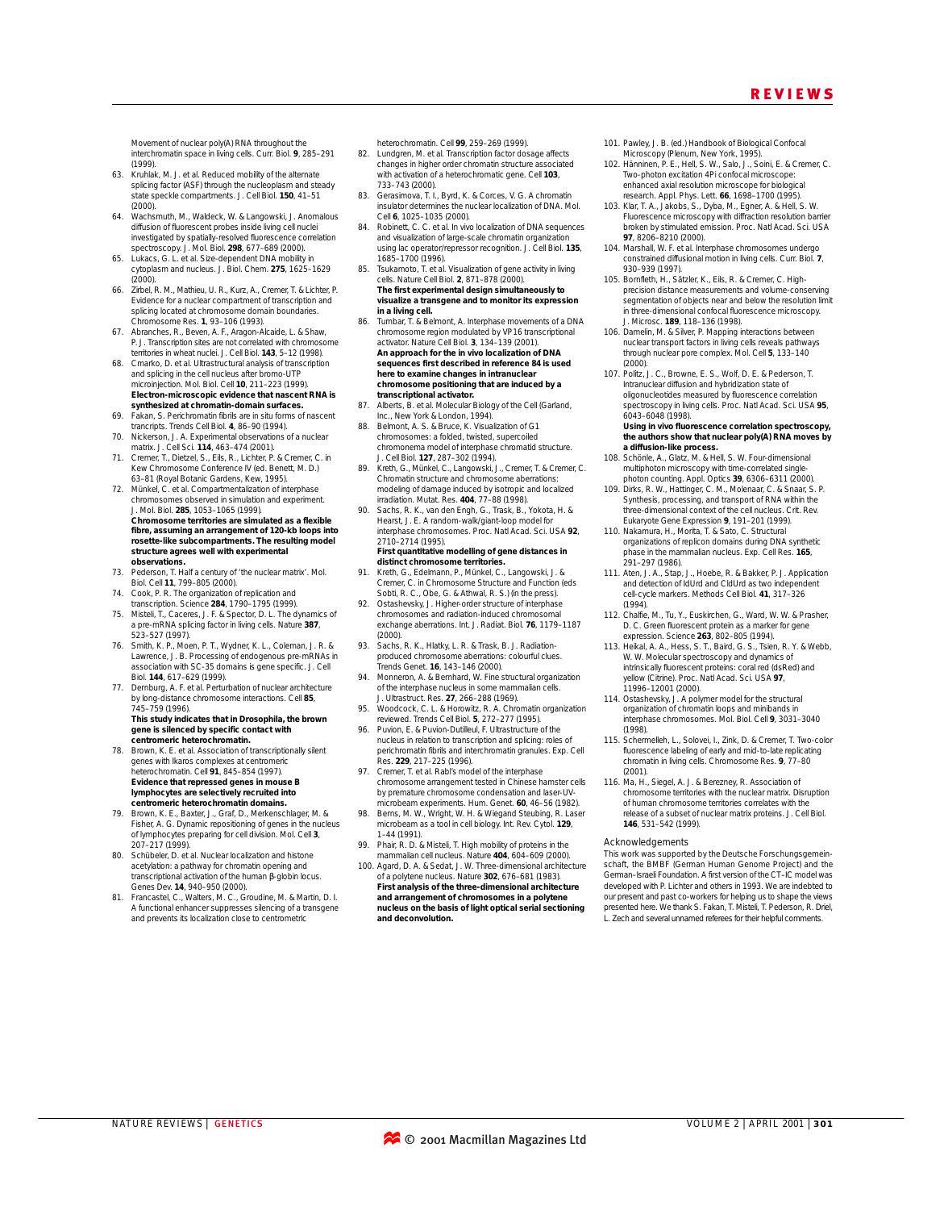Movement of nuclear poly(A) RNA throughout the interchromatin space in living cells. Curr. Biol. **9**, 285–291 (1999).

63. Kruhlak, M. J. et al. Reduced mobility of the alternate splicing factor (ASF) through the nucleoplasm and steady state speckle compartments. J. Cell Biol. **150**, 41–51 (2000).
64. Wachsmuth, M., Waldeck, W. & Langowski, J. Anomalous diffusion of fluorescent probes inside living cell nuclei investigated by spatially-resolved fluorescence correlation spectroscopy. J. Mol. Biol. **298**, 677–689 (2000).
65. Lukacs, G. L. et al. Size-dependent DNA mobility in cytoplasm and nucleus. J. Biol. Chem. **275**, 1625–1629 (2000).
66. Zirbel, R. M., Mathieu, U. R., Kurz, A., Cremer, T. & Lichter, P. Evidence for a nuclear compartment of transcription and splicing located at chromosome domain boundaries. Chromosome Res. **1**, 93–106 (1993).
67. Abranches, R., Beven, A. F., Aragon-Alcaide, L. & Shaw, P. J. Transcription sites are not correlated with chromosome territories in wheat nuclei. J. Cell Biol. **143**, 5–12 (1998).
68. Cmarko, D. et al. Ultrastructural analysis of transcription and splicing in the cell nucleus after bromo-UTP microinjection. Mol. Biol. Cell **10**, 211–223 (1999).
**Electron-microscopic evidence that nascent RNA is synthesized at chromatin-domain surfaces.**
69. Fakan, S. Perichromatin fibrils are in situ forms of nascent trancripts. Trends Cell Biol. **4**, 86–90 (1994).
70. Nickerson, J. A. Experimental observations of a nuclear matrix. J. Cell Sci. **114**, 463–474 (2001).
71. Cremer, T., Dietzel, S., Eils, R., Lichter, P. & Cremer, C. in Kew Chromosome Conference IV (ed. Benett, M. D.) 63–81 (Royal Botanic Gardens, Kew, 1995).
72. Münkel, C. et al. Compartmentalization of interphase chromosomes observed in simulation and experiment. J. Mol. Biol. **285**, 1053–1065 (1999).
**Chromosome territories are simulated as a flexible fibre, assuming an arrangement of 120-kb loops into rosette-like subcompartments. The resulting model structure agrees well with experimental observations.**
73. Pederson, T. Half a century of 'the nuclear matrix'. Mol. Biol. Cell **11**, 799–805 (2000).
74. Cook, P. R. The organization of replication and transcription. Science **284**, 1790–1795 (1999).
75. Misteli, T., Caceres, J. F. & Spector, D. L. The dynamics of a pre-mRNA splicing factor in living cells. Nature **387**, 523–527 (1997).
76. Smith, K. P., Moen, P. T., Wydner, K. L., Coleman, J. R. & Lawrence, J. B. Processing of endogenous pre-mRNAs in association with SC-35 domains is gene specific. J. Cell Biol. **144**, 617–629 (1999).
77. Dernburg, A. F. et al. Perturbation of nuclear architecture by long-distance chromosome interactions. Cell **85**, 745–759 (1996).
**This study indicates that in Drosophila, the brown gene is silenced by specific contact with centromeric heterochromatin.**
78. Brown, K. E. et al. Association of transcriptionally silent genes with Ikaros complexes at centromeric heterochromatin. Cell **91**, 845–854 (1997).
**Evidence that repressed genes in mouse B lymphocytes are selectively recruited into centromeric heterochromatin domains.**
79. Brown, K. E., Baxter, J., Graf, D., Merkenschlager, M. & Fisher, A. G. Dynamic repositioning of genes in the nucleus of lymphocytes preparing for cell division. Mol. Cell **3**, 207–217 (1999).
80. Schübeler, D. et al. Nuclear localization and histone acetylation: a pathway for chromatin opening and transcriptional activation of the human β-globin locus. Genes Dev. **14**, 940–950 (2000).
81. Francastel, C., Walters, M. C., Groudine, M. & Martin, D. I. A functional enhancer suppresses silencing of a transgene and prevents its localization close to centromeric heterochromatin. Cell **99**, 259–269 (1999).
82. Lundgren, M. et al. Transcription factor dosage affects changes in higher order chromatin structure associated with activation of a heterochromatic gene. Cell **103**, 733–743 (2000).
83. Gerasimova, T. I., Byrd, K. & Corces, V. G. A chromatin insulator determines the nuclear localization of DNA. Mol. Cell **6**, 1025–1035 (2000).
84. Robinett, C. C. et al. In vivo localization of DNA sequences and visualization of large-scale chromatin organization using lac operator/repressor recognition. J. Cell Biol. **135**, 1685–1700 (1996).
85. Tsukamoto, T. et al. Visualization of gene activity in living cells. Nature Cell Biol. **2**, 871–878 (2000).
**The first experimental design simultaneously to visualize a transgene and to monitor its expression in a living cell.**
86. Tumbar, T. & Belmont, A. Interphase movements of a DNA chromosome region modulated by VP16 transcriptional activator. Nature Cell Biol. **3**, 134–139 (2001).
**An approach for the in vivo localization of DNA sequences first described in reference 84 is used here to examine changes in intranuclear chromosome positioning that are induced by a transcriptional activator.**
87. Alberts, B. et al. Molecular Biology of the Cell (Garland, Inc., New York & London, 1994).
88. Belmont, A. S. & Bruce, K. Visualization of G1 chromosomes: a folded, twisted, supercoiled chromonema model of interphase chromatid structure. J. Cell Biol. **127**, 287–302 (1994).
89. Kreth, G., Münkel, C., Langowski, J., Cremer, T. & Cremer, C. Chromatin structure and chromosome aberrations: modeling of damage induced by isotropic and localized irradiation. Mutat. Res. **404**, 77–88 (1998).
90. Sachs, R. K., van den Engh, G., Trask, B., Yokota, H. & Hearst, J. E. A random-walk/giant-loop model for interphase chromosomes. Proc. Natl Acad. Sci. USA **92**, 2710–2714 (1995).
**First quantitative modelling of gene distances in distinct chromosome territories.**
91. Kreth, G., Edelmann, P., Münkel, C., Langowski, J. & Cremer, C. in Chromosome Structure and Function (eds Sobti, R. C., Obe, G. & Athwal, R. S.) (in the press).
92. Ostashevsky, J. Higher-order structure of interphase chromosomes and radiation-induced chromosomal exchange aberrations. Int. J. Radiat. Biol. **76**, 1179–1187 (2000).
93. Sachs, R. K., Hlatky, L. R. & Trask, B. J. Radiation-produced chromosome aberrations: colourful clues. Trends Genet. **16**, 143–146 (2000).
94. Monneron, A. & Bernhard, W. Fine structural organization of the interphase nucleus in some mammalian cells. J. Ultrastruct. Res. **27**, 266–288 (1969).
95. Woodcock, C. L. & Horowitz, R. A. Chromatin organization reviewed. Trends Cell Biol. **5**, 272–277 (1995).
96. Puvion, E. & Puvion-Dutilleul, F. Ultrastructure of the nucleus in relation to transcription and splicing: roles of perichromatin fibrils and interchromatin granules. Exp. Cell Res. **229**, 217–225 (1996).
97. Cremer, T. et al. Rabl's model of the interphase chromosome arrangement tested in Chinese hamster cells by premature chromosome condensation and laser-UV-microbeam experiments. Hum. Genet. **60**, 46–56 (1982).
98. Berns, M. W., Wright, W. H. & Wiegand Steubing, R. Laser microbeam as a tool in cell biology. Int. Rev. Cytol. **129**, 1–44 (1991).
99. Phair, R. D. & Misteli, T. High mobility of proteins in the mammalian cell nucleus. Nature **404**, 604–609 (2000).
100. Agard, D. A. & Sedat, J. W. Three-dimensional architecture of a polytene nucleus. Nature **302**, 676–681 (1983).
**First analysis of the three-dimensional architecture and arrangement of chromosomes in a polytene nucleus on the basis of light optical serial sectioning and deconvolution.**
101. Pawley, J. B. (ed.) Handbook of Biological Confocal Microscopy (Plenum, New York, 1995).
102. Hänninen, P. E., Hell, S. W., Salo, J., Soini, E. & Cremer, C. Two-photon excitation 4Pi confocal microscope: enhanced axial resolution microscope for biological research. Appl. Phys. Lett. **66**, 1698–1700 (1995).
103. Klar, T. A., Jakobs, S., Dyba, M., Egner, A. & Hell, S. W. Fluorescence microscopy with diffraction resolution barrier broken by stimulated emission. Proc. Natl Acad. Sci. USA **97**, 8206–8210 (2000).
104. Marshall, W. F. et al. Interphase chromosomes undergo constrained diffusional motion in living cells. Curr. Biol. **7**, 930–939 (1997).
105. Bornfleth, H., Sätzler, K., Eils, R. & Cremer, C. High-precision distance measurements and volume-conserving segmentation of objects near and below the resolution limit in three-dimensional confocal fluorescence microscopy. J. Microsc. **189**, 118–136 (1998).
106. Damelin, M. & Silver, P. Mapping interactions between nuclear transport factors in living cells reveals pathways through nuclear pore complex. Mol. Cell **5**, 133–140 (2000).
107. Politz, J. C., Browne, E. S., Wolf, D. E. & Pederson, T. Intranuclear diffusion and hybridization state of oligonucleotides measured by fluorescence correlation spectroscopy in living cells. Proc. Natl Acad. Sci. USA **95**, 6043–6048 (1998).
**Using in vivo fluorescence correlation spectroscopy, the authors show that nuclear poly(A) RNA moves by a diffusion-like process.**
108. Schönle, A., Glatz, M. & Hell, S. W. Four-dimensional multiphoton microscopy with time-correlated single-photon counting. Appl. Optics **39**, 6306–6311 (2000).
109. Dirks, R. W., Hattinger, C. M., Molenaar, C. & Snaar, S. P. Synthesis, processing, and transport of RNA within the three-dimensional context of the cell nucleus. Crit. Rev. Eukaryote Gene Expression **9**, 191–201 (1999).
110. Nakamura, H., Morita, T. & Sato, C. Structural organizations of replicon domains during DNA synthetic phase in the mammalian nucleus. Exp. Cell Res. **165**, 291–297 (1986).
111. Aten, J. A., Stap, J., Hoebe, R. & Bakker, P. J. Application and detection of IdUrd and CldUrd as two independent cell-cycle markers. Methods Cell Biol. **41**, 317–326 (1994).
112. Chalfie, M., Tu, Y., Euskirchen, G., Ward, W. W. & Prasher, D. C. Green fluorescent protein as a marker for gene expression. Science **263**, 802–805 (1994).
113. Heikal, A. A., Hess, S. T., Baird, G. S., Tsien, R. Y. & Webb, W. W. Molecular spectroscopy and dynamics of intrinsically fluorescent proteins: coral red (dsRed) and yellow (Citrine). Proc. Natl Acad. Sci. USA **97**, 11996–12001 (2000).
114. Ostashevsky, J. A polymer model for the structural organization of chromatin loops and minibands in interphase chromosomes. Mol. Biol. Cell **9**, 3031–3040 (1998).
115. Schermelleh, L., Solovei, I., Zink, D. & Cremer, T. Two-color fluorescence labeling of early and mid-to-late replicating chromatin in living cells. Chromosome Res. **9**, 77–80 (2001).
116. Ma, H., Siegel, A. J. & Berezney, R. Association of chromosome territories with the nuclear matrix. Disruption of human chromosome territories correlates with the release of a subset of nuclear matrix proteins. J. Cell Biol. **146**, 531–542 (1999).

### Acknowledgements

This work was supported by the Deutsche Forschungsgemeinschaft, the BMBF (German Human Genome Project) and the German–Israeli Foundation. A first version of the CT–IC model was developed with P. Lichter and others in 1993. We are indebted to our present and past co-workers for helping us to shape the views presented here. We thank S. Fakan, T. Misteli, T. Pederson, R. Driel, L. Zech and several unnamed referees for their helpful comments.